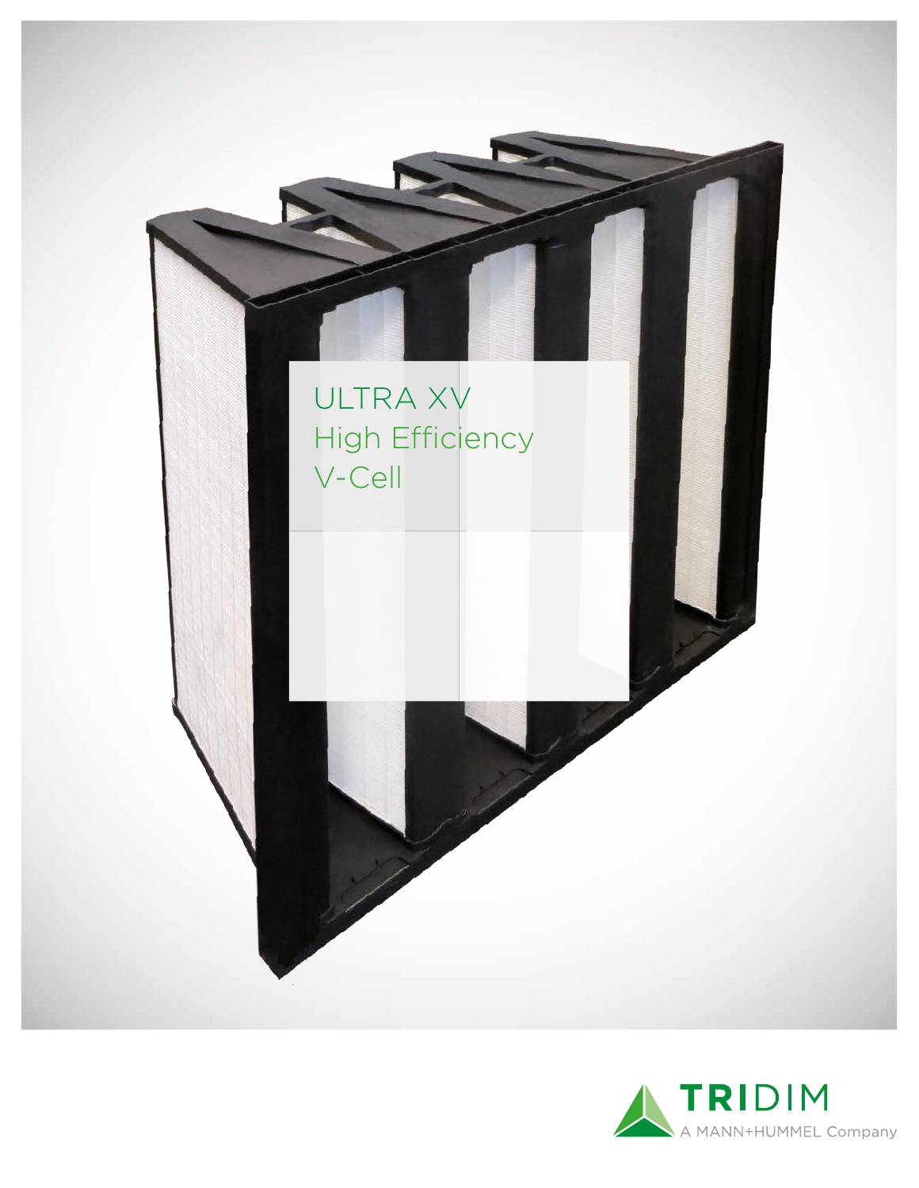# ULTRA XV
# High Efficiency
# V-Cell

TRIDIM

A MANN+HUMMEL Company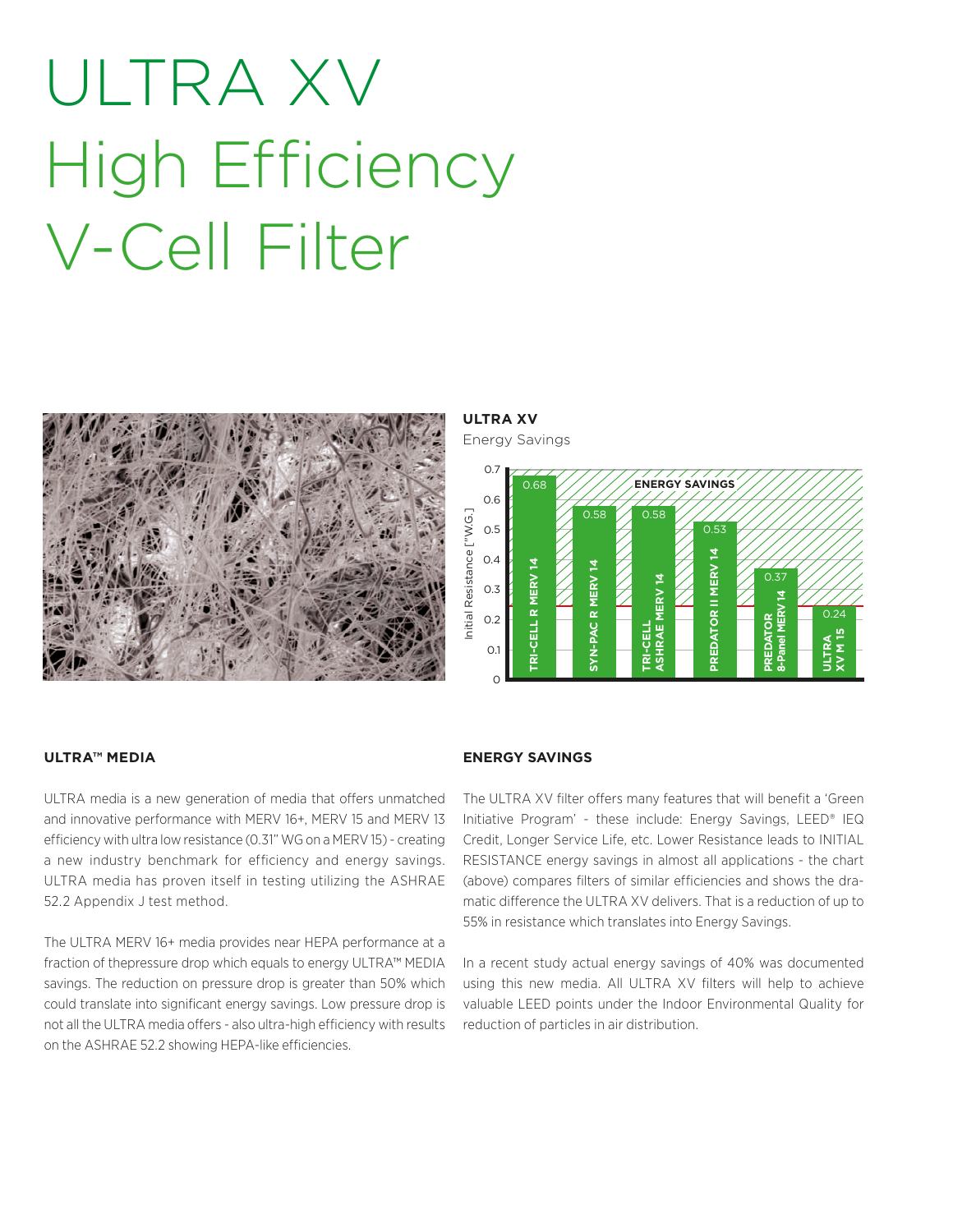# ULTRA XV High Efficiency V-Cell Filter

**ULTRA XV**

Energy Savings

| Filter | Initial Resistance ["W.G.] |
|---|---|
| TRI-CELL R MERV 14 | 0.68 |
| SYN-PAC R MERV 14 | 0.58 |
| TRI-CELL ASHRAE MERV 14 | 0.58 |
| PREDATOR II MERV 14 | 0.53 |
| PREDATOR 8-Panel MERV 14 | 0.37 |
| ULTRA XV M 15 | 0.24 |

ENERGY SAVINGS

## ULTRA™ MEDIA

ULTRA media is a new generation of media that offers unmatched and innovative performance with MERV 16+, MERV 15 and MERV 13 efficiency with ultra low resistance (0.31" WG on a MERV 15) - creating a new industry benchmark for efficiency and energy savings. ULTRA media has proven itself in testing utilizing the ASHRAE 52.2 Appendix J test method.

The ULTRA MERV 16+ media provides near HEPA performance at a fraction of thepressure drop which equals to energy ULTRA™ MEDIA savings. The reduction on pressure drop is greater than 50% which could translate into significant energy savings. Low pressure drop is not all the ULTRA media offers - also ultra-high efficiency with results on the ASHRAE 52.2 showing HEPA-like efficiencies.

## ENERGY SAVINGS

The ULTRA XV filter offers many features that will benefit a 'Green Initiative Program' - these include: Energy Savings, LEED® IEQ Credit, Longer Service Life, etc. Lower Resistance leads to INITIAL RESISTANCE energy savings in almost all applications - the chart (above) compares filters of similar efficiencies and shows the dramatic difference the ULTRA XV delivers. That is a reduction of up to 55% in resistance which translates into Energy Savings.

In a recent study actual energy savings of 40% was documented using this new media. All ULTRA XV filters will help to achieve valuable LEED points under the Indoor Environmental Quality for reduction of particles in air distribution.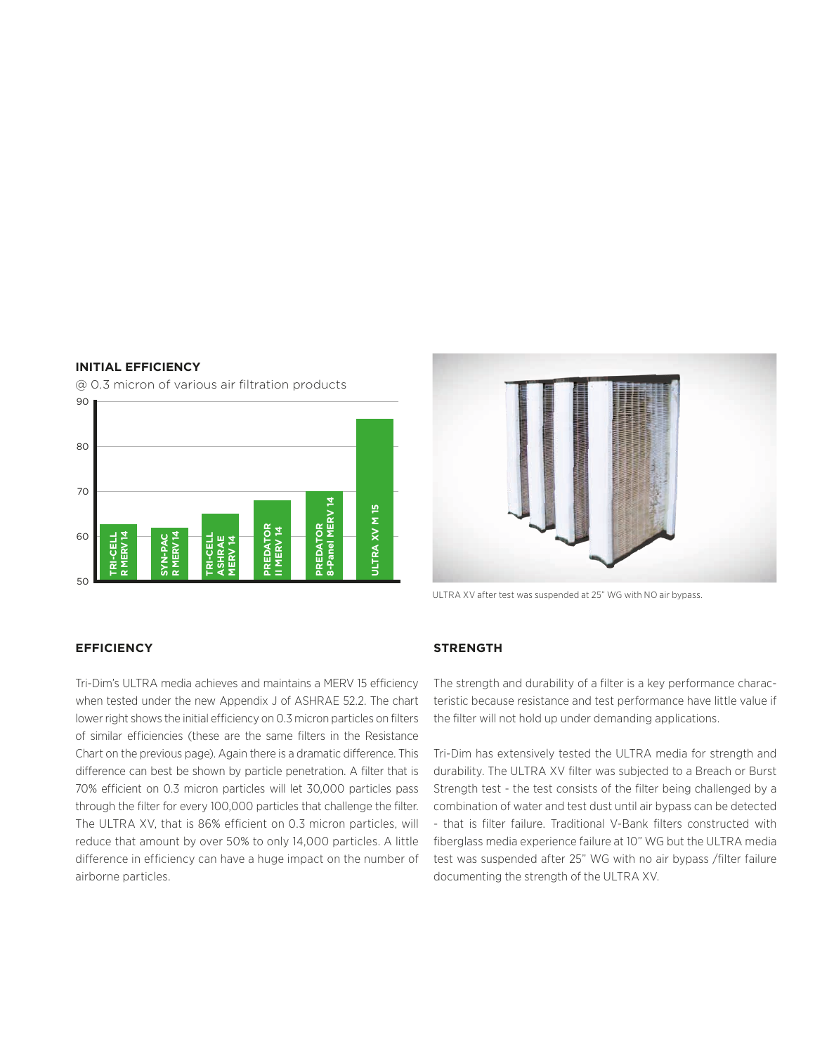**INITIAL EFFICIENCY**

@ 0.3 micron of various air filtration products

| Product | Initial Efficiency (%) |
|---|---|
| TRI-CELL R MERV 14 | ~63 |
| SYN-PAC R MERV 14 | ~62 |
| TRI-CELL ASHRAE MERV 14 | ~65 |
| PREDATOR II MERV 14 | ~68 |
| PREDATOR 8-Panel MERV 14 | ~70 |
| ULTRA XV M 15 | ~86 |

ULTRA XV after test was suspended at 25" WG with NO air bypass.

## EFFICIENCY

Tri-Dim's ULTRA media achieves and maintains a MERV 15 efficiency when tested under the new Appendix J of ASHRAE 52.2. The chart lower right shows the initial efficiency on 0.3 micron particles on filters of similar efficiencies (these are the same filters in the Resistance Chart on the previous page). Again there is a dramatic difference. This difference can best be shown by particle penetration. A filter that is 70% efficient on 0.3 micron particles will let 30,000 particles pass through the filter for every 100,000 particles that challenge the filter. The ULTRA XV, that is 86% efficient on 0.3 micron particles, will reduce that amount by over 50% to only 14,000 particles. A little difference in efficiency can have a huge impact on the number of airborne particles.

## STRENGTH

The strength and durability of a filter is a key performance characteristic because resistance and test performance have little value if the filter will not hold up under demanding applications.

Tri-Dim has extensively tested the ULTRA media for strength and durability. The ULTRA XV filter was subjected to a Breach or Burst Strength test - the test consists of the filter being challenged by a combination of water and test dust until air bypass can be detected - that is filter failure. Traditional V-Bank filters constructed with fiberglass media experience failure at 10" WG but the ULTRA media test was suspended after 25" WG with no air bypass /filter failure documenting the strength of the ULTRA XV.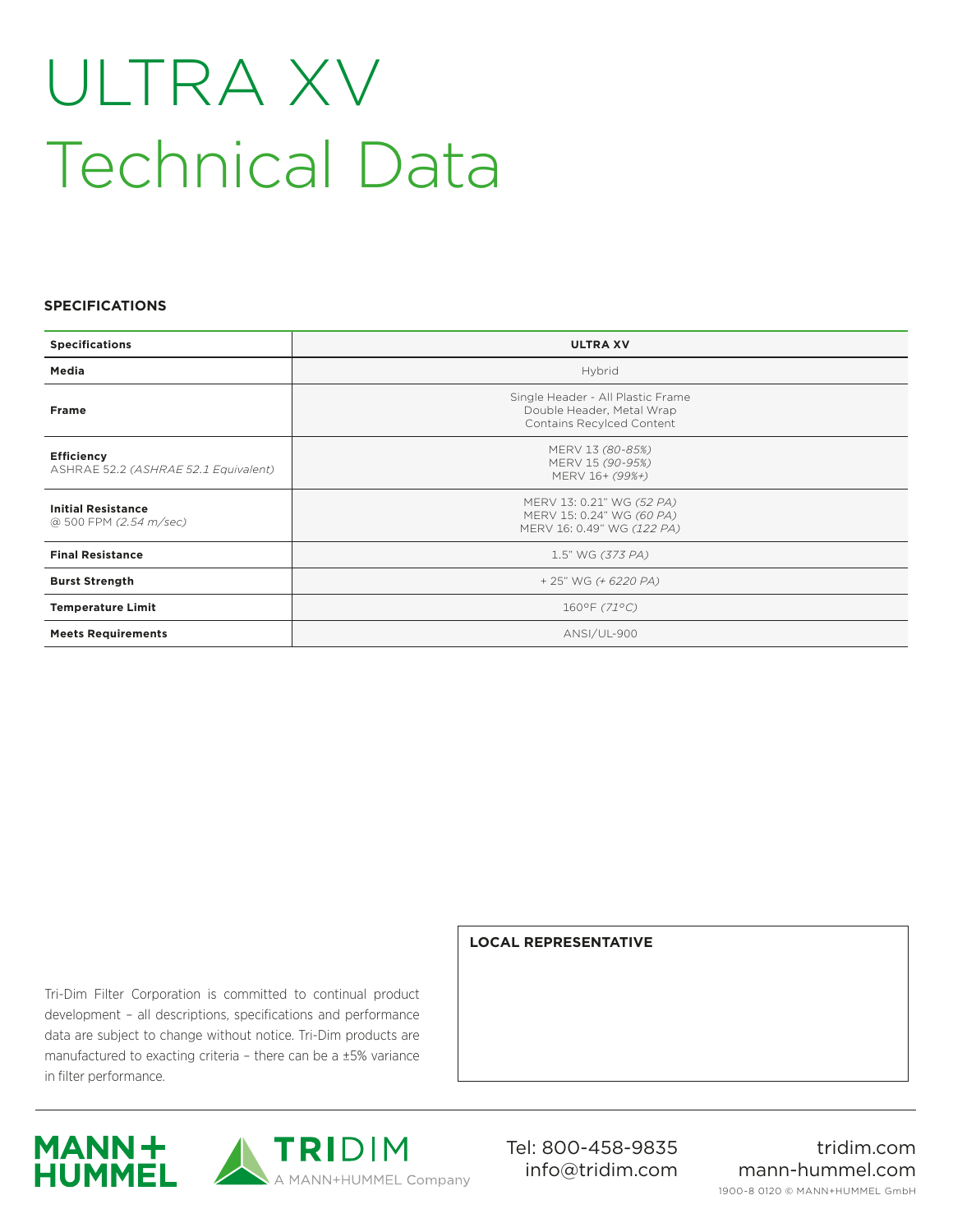# ULTRA XV
# Technical Data

**SPECIFICATIONS**

| Specifications | ULTRA XV |
|---|---|
| **Media** | Hybrid |
| **Frame** | Single Header - All Plastic Frame<br>Double Header, Metal Wrap<br>Contains Recylced Content |
| **Efficiency**<br>ASHRAE 52.2 *(ASHRAE 52.1 Equivalent)* | MERV 13 *(80-85%)*<br>MERV 15 *(90-95%)*<br>MERV 16+ *(99%+)* |
| **Initial Resistance**<br>@ 500 FPM *(2.54 m/sec)* | MERV 13: 0.21" WG *(52 PA)*<br>MERV 15: 0.24" WG *(60 PA)*<br>MERV 16: 0.49" WG *(122 PA)* |
| **Final Resistance** | 1.5" WG *(373 PA)* |
| **Burst Strength** | + 25" WG *(+ 6220 PA)* |
| **Temperature Limit** | 160°F *(71°C)* |
| **Meets Requirements** | ANSI/UL-900 |

Tri-Dim Filter Corporation is committed to continual product development – all descriptions, specifications and performance data are subject to change without notice. Tri-Dim products are manufactured to exacting criteria – there can be a ±5% variance in filter performance.

**LOCAL REPRESENTATIVE**

MANN+HUMMEL

TRIDIM
A MANN+HUMMEL Company

Tel: 800-458-9835
info@tridim.com

tridim.com
mann-hummel.com

1900-8 0120 © MANN+HUMMEL GmbH